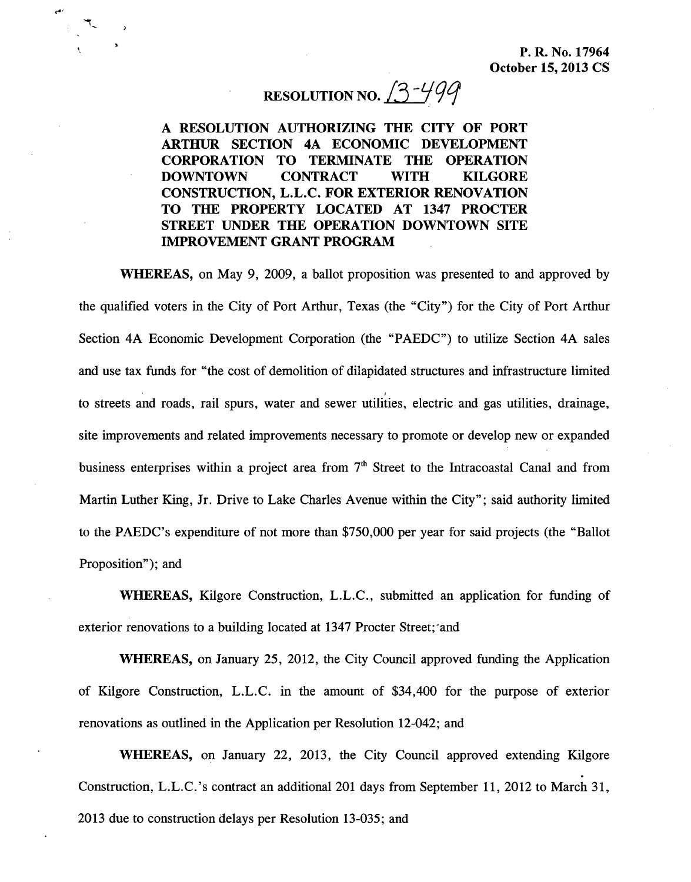**P. R. No. 17964**
**October 15, 2013 CS**

# RESOLUTION NO. 13-499

**A RESOLUTION AUTHORIZING THE CITY OF PORT ARTHUR SECTION 4A ECONOMIC DEVELOPMENT CORPORATION TO TERMINATE THE OPERATION DOWNTOWN CONTRACT WITH KILGORE CONSTRUCTION, L.L.C. FOR EXTERIOR RENOVATION TO THE PROPERTY LOCATED AT 1347 PROCTER STREET UNDER THE OPERATION DOWNTOWN SITE IMPROVEMENT GRANT PROGRAM**

**WHEREAS,** on May 9, 2009, a ballot proposition was presented to and approved by the qualified voters in the City of Port Arthur, Texas (the "City") for the City of Port Arthur Section 4A Economic Development Corporation (the "PAEDC") to utilize Section 4A sales and use tax funds for "the cost of demolition of dilapidated structures and infrastructure limited to streets and roads, rail spurs, water and sewer utilities, electric and gas utilities, drainage, site improvements and related improvements necessary to promote or develop new or expanded business enterprises within a project area from 7th Street to the Intracoastal Canal and from Martin Luther King, Jr. Drive to Lake Charles Avenue within the City"; said authority limited to the PAEDC's expenditure of not more than $750,000 per year for said projects (the "Ballot Proposition"); and

**WHEREAS,** Kilgore Construction, L.L.C., submitted an application for funding of exterior renovations to a building located at 1347 Procter Street; and

**WHEREAS,** on January 25, 2012, the City Council approved funding the Application of Kilgore Construction, L.L.C. in the amount of $34,400 for the purpose of exterior renovations as outlined in the Application per Resolution 12-042; and

**WHEREAS,** on January 22, 2013, the City Council approved extending Kilgore Construction, L.L.C.'s contract an additional 201 days from September 11, 2012 to March 31, 2013 due to construction delays per Resolution 13-035; and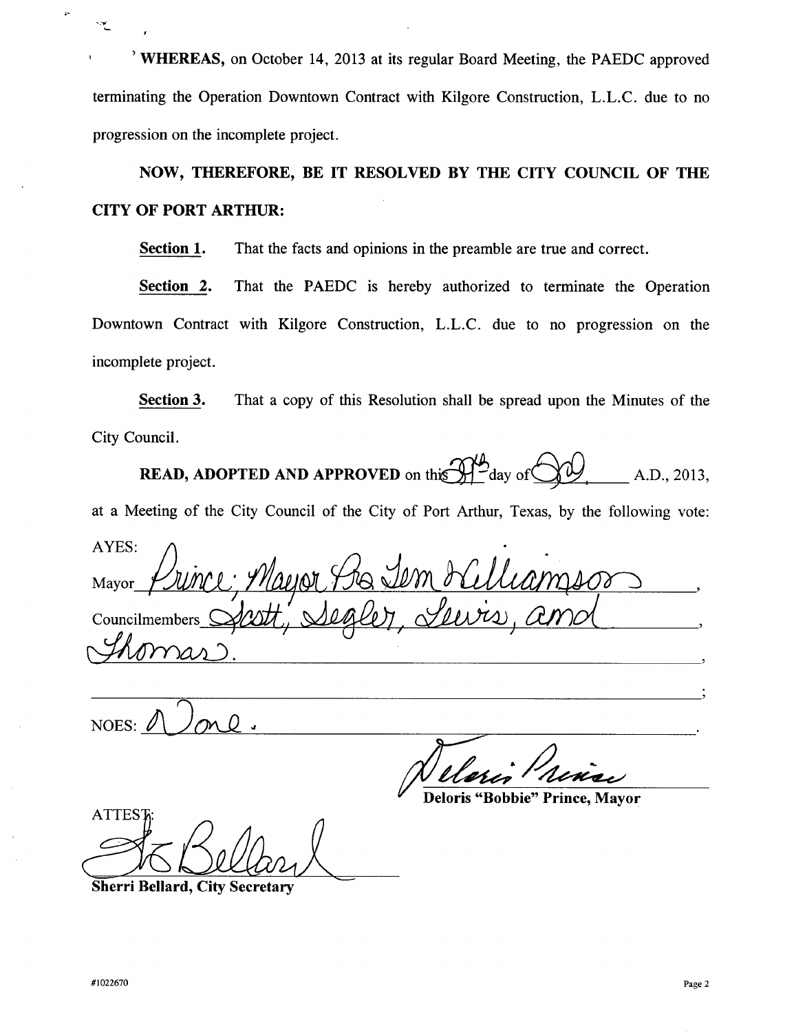**WHEREAS,** on October 14, 2013 at its regular Board Meeting, the PAEDC approved terminating the Operation Downtown Contract with Kilgore Construction, L.L.C. due to no progression on the incomplete project.

**NOW, THEREFORE, BE IT RESOLVED BY THE CITY COUNCIL OF THE CITY OF PORT ARTHUR:**

**Section 1.** That the facts and opinions in the preamble are true and correct.

**Section 2.** That the PAEDC is hereby authorized to terminate the Operation Downtown Contract with Kilgore Construction, L.L.C. due to no progression on the incomplete project.

**Section 3.** That a copy of this Resolution shall be spread upon the Minutes of the City Council.

**READ, ADOPTED AND APPROVED** on this 29th day of Oct. A.D., 2013, at a Meeting of the City Council of the City of Port Arthur, Texas, by the following vote:

AYES:

Mayor Prince; Mayor Pro Tem Williamson,

Councilmembers Scott, Segler, Lewis, and Thomas.

NOES: None.

Deloris "Bobbie" Prince, Mayor

ATTEST:

Sherri Bellard, City Secretary

#1022670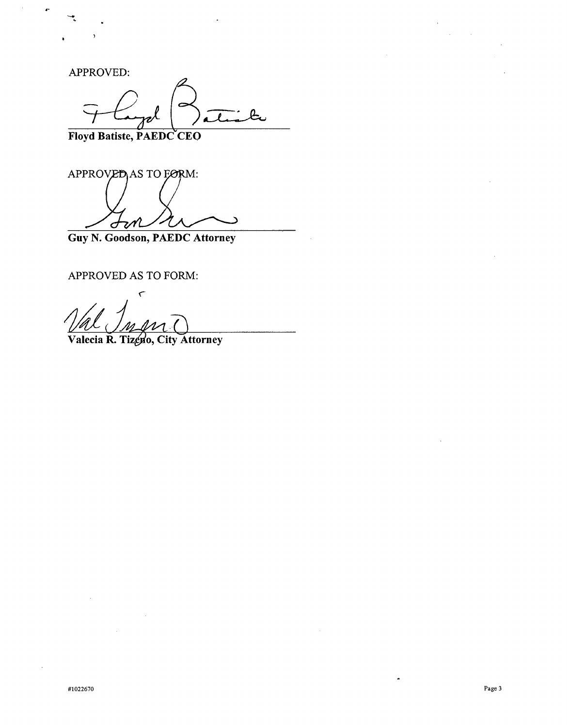APPROVED:

**Floyd Batiste, PAEDC CEO**

APPROVED AS TO FORM:

**Guy N. Goodson, PAEDC Attorney**

APPROVED AS TO FORM:

**Valecia R. Tizeno, City Attorney**

#1022670